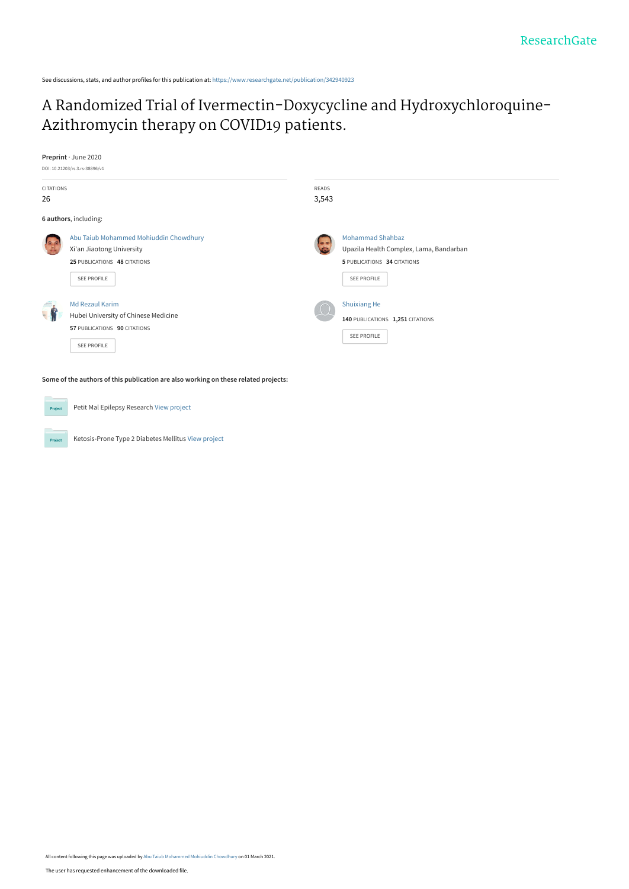ResearchGate

See discussions, stats, and author profiles for this publication at: https://www.researchgate.net/publication/342940923

# A Randomized Trial of Ivermectin-Doxycycline and Hydroxychloroquine-Azithromycin therapy on COVID19 patients.

**Preprint** · June 2020

DOI: 10.21203/rs.3.rs-38896/v1

CITATIONS
26

READS
3,543

**6 authors**, including:

Abu Taiub Mohammed Mohiuddin Chowdhury
Xi'an Jiaotong University
**25** PUBLICATIONS **48** CITATIONS

SEE PROFILE

Mohammad Shahbaz
Upazila Health Complex, Lama, Bandarban
**5** PUBLICATIONS **34** CITATIONS

SEE PROFILE

Md Rezaul Karim
Hubei University of Chinese Medicine
**57** PUBLICATIONS **90** CITATIONS

SEE PROFILE

Shuixiang He
**140** PUBLICATIONS **1,251** CITATIONS

SEE PROFILE

**Some of the authors of this publication are also working on these related projects:**

Petit Mal Epilepsy Research View project

Ketosis-Prone Type 2 Diabetes Mellitus View project

All content following this page was uploaded by Abu Taiub Mohammed Mohiuddin Chowdhury on 01 March 2021.

The user has requested enhancement of the downloaded file.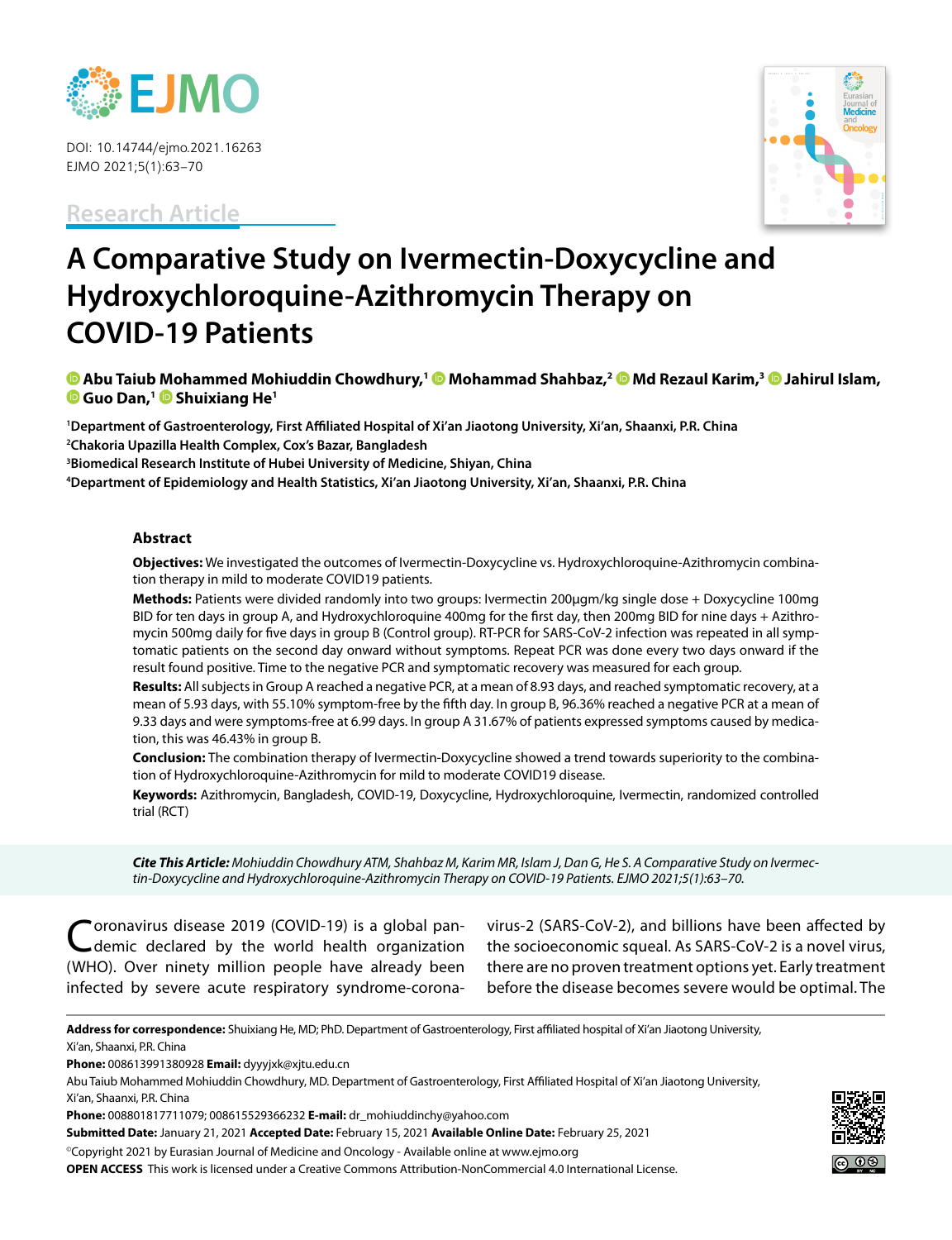DOI: 10.14744/ejmo.2021.16263
EJMO 2021;5(1):63–70

Research Article

# A Comparative Study on Ivermectin-Doxycycline and Hydroxychloroquine-Azithromycin Therapy on COVID-19 Patients

**Abu Taiub Mohammed Mohiuddin Chowdhury,[1] Mohammad Shahbaz,[2] Md Rezaul Karim,[3] Jahirul Islam, Guo Dan,[1] Shuixiang He[1]**

[1]Department of Gastroenterology, First Affiliated Hospital of Xi'an Jiaotong University, Xi'an, Shaanxi, P.R. China
[2]Chakoria Upazilla Health Complex, Cox's Bazar, Bangladesh
[3]Biomedical Research Institute of Hubei University of Medicine, Shiyan, China
[4]Department of Epidemiology and Health Statistics, Xi'an Jiaotong University, Xi'an, Shaanxi, P.R. China

## Abstract

**Objectives:** We investigated the outcomes of Ivermectin-Doxycycline vs. Hydroxychloroquine-Azithromycin combination therapy in mild to moderate COVID19 patients.

**Methods:** Patients were divided randomly into two groups: Ivermectin 200µgm/kg single dose + Doxycycline 100mg BID for ten days in group A, and Hydroxychloroquine 400mg for the first day, then 200mg BID for nine days + Azithromycin 500mg daily for five days in group B (Control group). RT-PCR for SARS-CoV-2 infection was repeated in all symptomatic patients on the second day onward without symptoms. Repeat PCR was done every two days onward if the result found positive. Time to the negative PCR and symptomatic recovery was measured for each group.

**Results:** All subjects in Group A reached a negative PCR, at a mean of 8.93 days, and reached symptomatic recovery, at a mean of 5.93 days, with 55.10% symptom-free by the fifth day. In group B, 96.36% reached a negative PCR at a mean of 9.33 days and were symptoms-free at 6.99 days. In group A 31.67% of patients expressed symptoms caused by medication, this was 46.43% in group B.

**Conclusion:** The combination therapy of Ivermectin-Doxycycline showed a trend towards superiority to the combination of Hydroxychloroquine-Azithromycin for mild to moderate COVID19 disease.

**Keywords:** Azithromycin, Bangladesh, COVID-19, Doxycycline, Hydroxychloroquine, Ivermectin, randomized controlled trial (RCT)

***Cite This Article:*** *Mohiuddin Chowdhury ATM, Shahbaz M, Karim MR, Islam J, Dan G, He S. A Comparative Study on Ivermectin-Doxycycline and Hydroxychloroquine-Azithromycin Therapy on COVID-19 Patients. EJMO 2021;5(1):63–70.*

Coronavirus disease 2019 (COVID-19) is a global pandemic declared by the world health organization (WHO). Over ninety million people have already been infected by severe acute respiratory syndrome-coronavirus-2 (SARS-CoV-2), and billions have been affected by the socioeconomic squeal. As SARS-CoV-2 is a novel virus, there are no proven treatment options yet. Early treatment before the disease becomes severe would be optimal. The

**Address for correspondence:** Shuixiang He, MD; PhD. Department of Gastroenterology, First affiliated hospital of Xi'an Jiaotong University, Xi'an, Shaanxi, P.R. China
**Phone:** 008613991380928 **Email:** dyyyjxk@xjtu.edu.cn
Abu Taiub Mohammed Mohiuddin Chowdhury, MD. Department of Gastroenterology, First Affiliated Hospital of Xi'an Jiaotong University, Xi'an, Shaanxi, P.R. China
**Phone:** 008801817711079; 008615529366232 **E-mail:** dr_mohiuddinchy@yahoo.com
**Submitted Date:** January 21, 2021 **Accepted Date:** February 15, 2021 **Available Online Date:** February 25, 2021
©Copyright 2021 by Eurasian Journal of Medicine and Oncology - Available online at www.ejmo.org
**OPEN ACCESS** This work is licensed under a Creative Commons Attribution-NonCommercial 4.0 International License.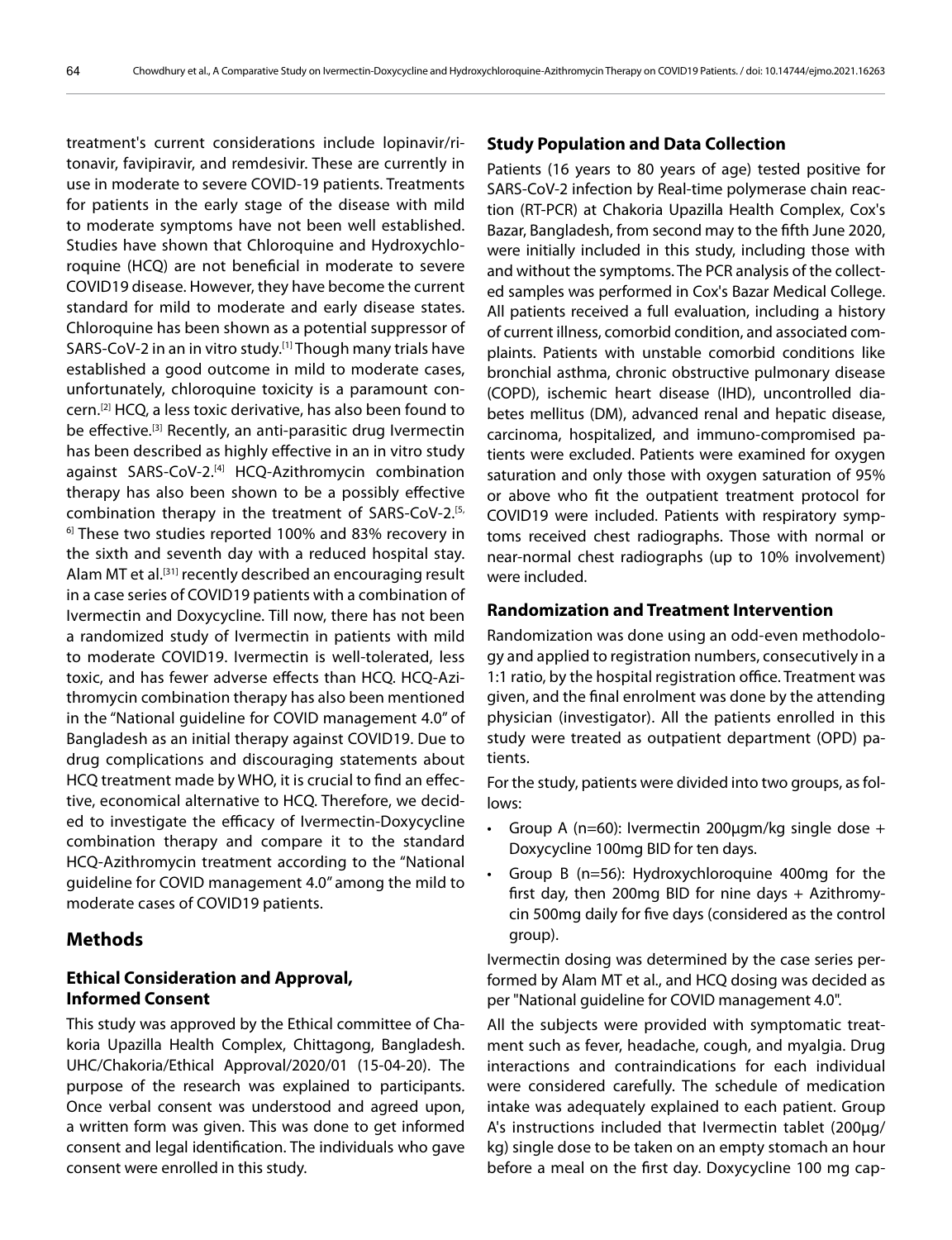treatment's current considerations include lopinavir/ritonavir, favipiravir, and remdesivir. These are currently in use in moderate to severe COVID-19 patients. Treatments for patients in the early stage of the disease with mild to moderate symptoms have not been well established. Studies have shown that Chloroquine and Hydroxychloroquine (HCQ) are not beneficial in moderate to severe COVID19 disease. However, they have become the current standard for mild to moderate and early disease states. Chloroquine has been shown as a potential suppressor of SARS-CoV-2 in an in vitro study.[1] Though many trials have established a good outcome in mild to moderate cases, unfortunately, chloroquine toxicity is a paramount concern.[2] HCQ, a less toxic derivative, has also been found to be effective.[3] Recently, an anti-parasitic drug Ivermectin has been described as highly effective in an in vitro study against SARS-CoV-2.[4] HCQ-Azithromycin combination therapy has also been shown to be a possibly effective combination therapy in the treatment of SARS-CoV-2.[5,6] These two studies reported 100% and 83% recovery in the sixth and seventh day with a reduced hospital stay. Alam MT et al.[31] recently described an encouraging result in a case series of COVID19 patients with a combination of Ivermectin and Doxycycline. Till now, there has not been a randomized study of Ivermectin in patients with mild to moderate COVID19. Ivermectin is well-tolerated, less toxic, and has fewer adverse effects than HCQ. HCQ-Azithromycin combination therapy has also been mentioned in the "National guideline for COVID management 4.0" of Bangladesh as an initial therapy against COVID19. Due to drug complications and discouraging statements about HCQ treatment made by WHO, it is crucial to find an effective, economical alternative to HCQ. Therefore, we decided to investigate the efficacy of Ivermectin-Doxycycline combination therapy and compare it to the standard HCQ-Azithromycin treatment according to the "National guideline for COVID management 4.0" among the mild to moderate cases of COVID19 patients.

## Methods

### Ethical Consideration and Approval, Informed Consent

This study was approved by the Ethical committee of Chakoria Upazilla Health Complex, Chittagong, Bangladesh. UHC/Chakoria/Ethical Approval/2020/01 (15-04-20). The purpose of the research was explained to participants. Once verbal consent was understood and agreed upon, a written form was given. This was done to get informed consent and legal identification. The individuals who gave consent were enrolled in this study.

### Study Population and Data Collection

Patients (16 years to 80 years of age) tested positive for SARS-CoV-2 infection by Real-time polymerase chain reaction (RT-PCR) at Chakoria Upazilla Health Complex, Cox's Bazar, Bangladesh, from second may to the fifth June 2020, were initially included in this study, including those with and without the symptoms. The PCR analysis of the collected samples was performed in Cox's Bazar Medical College. All patients received a full evaluation, including a history of current illness, comorbid condition, and associated complaints. Patients with unstable comorbid conditions like bronchial asthma, chronic obstructive pulmonary disease (COPD), ischemic heart disease (IHD), uncontrolled diabetes mellitus (DM), advanced renal and hepatic disease, carcinoma, hospitalized, and immuno-compromised patients were excluded. Patients were examined for oxygen saturation and only those with oxygen saturation of 95% or above who fit the outpatient treatment protocol for COVID19 were included. Patients with respiratory symptoms received chest radiographs. Those with normal or near-normal chest radiographs (up to 10% involvement) were included.

### Randomization and Treatment Intervention

Randomization was done using an odd-even methodology and applied to registration numbers, consecutively in a 1:1 ratio, by the hospital registration office. Treatment was given, and the final enrolment was done by the attending physician (investigator). All the patients enrolled in this study were treated as outpatient department (OPD) patients.

For the study, patients were divided into two groups, as follows:

- Group A (n=60): Ivermectin 200µgm/kg single dose + Doxycycline 100mg BID for ten days.
- Group B (n=56): Hydroxychloroquine 400mg for the first day, then 200mg BID for nine days + Azithromycin 500mg daily for five days (considered as the control group).

Ivermectin dosing was determined by the case series performed by Alam MT et al., and HCQ dosing was decided as per "National guideline for COVID management 4.0".

All the subjects were provided with symptomatic treatment such as fever, headache, cough, and myalgia. Drug interactions and contraindications for each individual were considered carefully. The schedule of medication intake was adequately explained to each patient. Group A's instructions included that Ivermectin tablet (200µg/kg) single dose to be taken on an empty stomach an hour before a meal on the first day. Doxycycline 100 mg cap-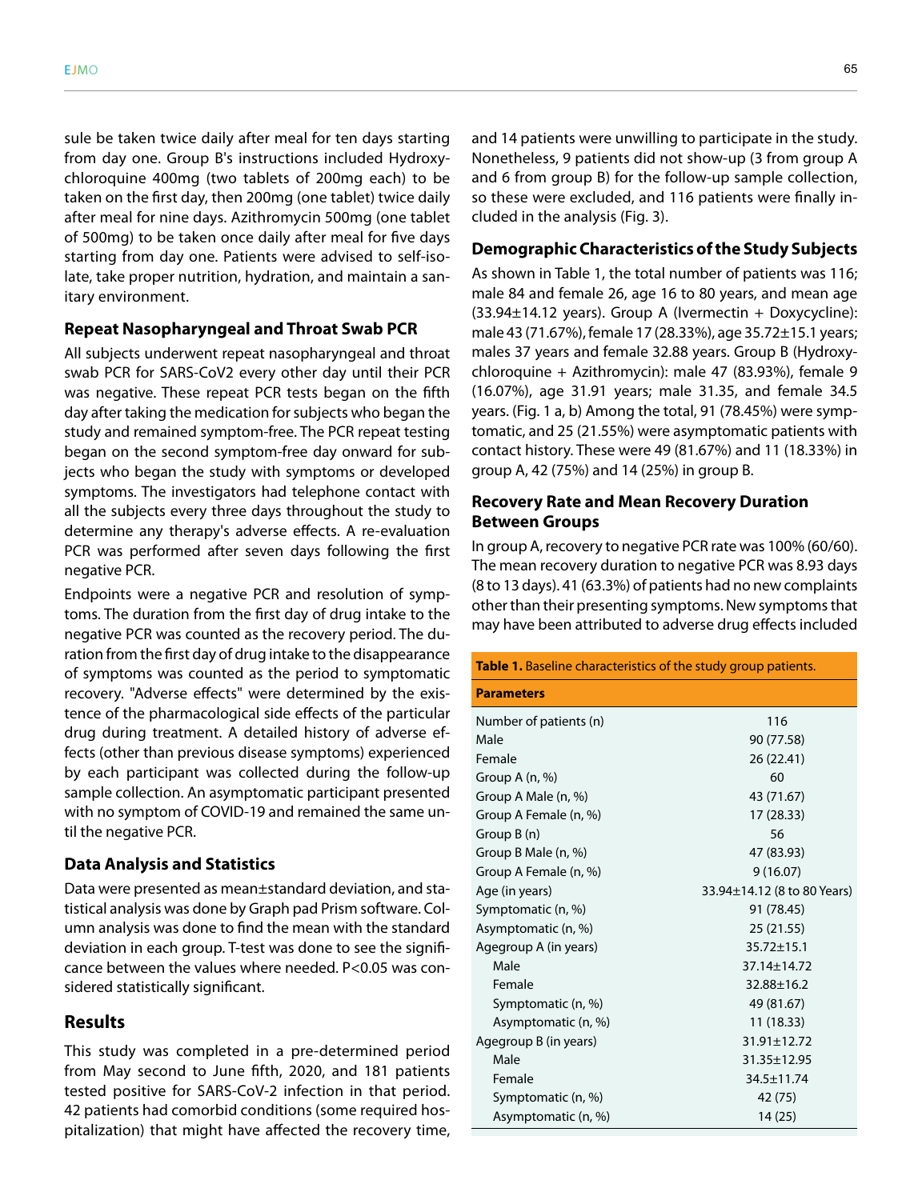sule be taken twice daily after meal for ten days starting from day one. Group B's instructions included Hydroxychloroquine 400mg (two tablets of 200mg each) to be taken on the first day, then 200mg (one tablet) twice daily after meal for nine days. Azithromycin 500mg (one tablet of 500mg) to be taken once daily after meal for five days starting from day one. Patients were advised to self-isolate, take proper nutrition, hydration, and maintain a sanitary environment.

### Repeat Nasopharyngeal and Throat Swab PCR

All subjects underwent repeat nasopharyngeal and throat swab PCR for SARS-CoV2 every other day until their PCR was negative. These repeat PCR tests began on the fifth day after taking the medication for subjects who began the study and remained symptom-free. The PCR repeat testing began on the second symptom-free day onward for subjects who began the study with symptoms or developed symptoms. The investigators had telephone contact with all the subjects every three days throughout the study to determine any therapy's adverse effects. A re-evaluation PCR was performed after seven days following the first negative PCR.

Endpoints were a negative PCR and resolution of symptoms. The duration from the first day of drug intake to the negative PCR was counted as the recovery period. The duration from the first day of drug intake to the disappearance of symptoms was counted as the period to symptomatic recovery. "Adverse effects" were determined by the existence of the pharmacological side effects of the particular drug during treatment. A detailed history of adverse effects (other than previous disease symptoms) experienced by each participant was collected during the follow-up sample collection. An asymptomatic participant presented with no symptom of COVID-19 and remained the same until the negative PCR.

### Data Analysis and Statistics

Data were presented as mean±standard deviation, and statistical analysis was done by Graph pad Prism software. Column analysis was done to find the mean with the standard deviation in each group. T-test was done to see the significance between the values where needed. P<0.05 was considered statistically significant.

## Results

This study was completed in a pre-determined period from May second to June fifth, 2020, and 181 patients tested positive for SARS-CoV-2 infection in that period. 42 patients had comorbid conditions (some required hospitalization) that might have affected the recovery time, and 14 patients were unwilling to participate in the study. Nonetheless, 9 patients did not show-up (3 from group A and 6 from group B) for the follow-up sample collection, so these were excluded, and 116 patients were finally included in the analysis (Fig. 3).

### Demographic Characteristics of the Study Subjects

As shown in Table 1, the total number of patients was 116; male 84 and female 26, age 16 to 80 years, and mean age (33.94±14.12 years). Group A (Ivermectin + Doxycycline): male 43 (71.67%), female 17 (28.33%), age 35.72±15.1 years; males 37 years and female 32.88 years. Group B (Hydroxychloroquine + Azithromycin): male 47 (83.93%), female 9 (16.07%), age 31.91 years; male 31.35, and female 34.5 years. (Fig. 1 a, b) Among the total, 91 (78.45%) were symptomatic, and 25 (21.55%) were asymptomatic patients with contact history. These were 49 (81.67%) and 11 (18.33%) in group A, 42 (75%) and 14 (25%) in group B.

### Recovery Rate and Mean Recovery Duration Between Groups

In group A, recovery to negative PCR rate was 100% (60/60). The mean recovery duration to negative PCR was 8.93 days (8 to 13 days). 41 (63.3%) of patients had no new complaints other than their presenting symptoms. New symptoms that may have been attributed to adverse drug effects included

**Table 1.** Baseline characteristics of the study group patients.

| Parameters | |
|---|---|
| Number of patients (n) | 116 |
| Male | 90 (77.58) |
| Female | 26 (22.41) |
| Group A (n, %) | 60 |
| Group A Male (n, %) | 43 (71.67) |
| Group A Female (n, %) | 17 (28.33) |
| Group B (n) | 56 |
| Group B Male (n, %) | 47 (83.93) |
| Group A Female (n, %) | 9 (16.07) |
| Age (in years) | 33.94±14.12 (8 to 80 Years) |
| Symptomatic (n, %) | 91 (78.45) |
| Asymptomatic (n, %) | 25 (21.55) |
| Agegroup A (in years) | 35.72±15.1 |
| Male | 37.14±14.72 |
| Female | 32.88±16.2 |
| Symptomatic (n, %) | 49 (81.67) |
| Asymptomatic (n, %) | 11 (18.33) |
| Agegroup B (in years) | 31.91±12.72 |
| Male | 31.35±12.95 |
| Female | 34.5±11.74 |
| Symptomatic (n, %) | 42 (75) |
| Asymptomatic (n, %) | 14 (25) |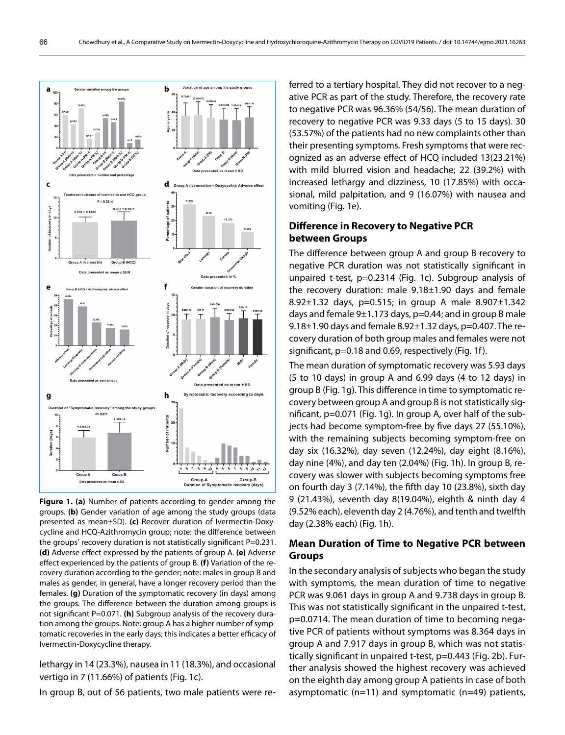**Figure 1. (a)** Number of patients according to gender among the groups. **(b)** Gender variation of age among the study groups (data presented as mean±SD). **(c)** Recover duration of Ivermectin-Doxycycline and HCQ-Azithromycin group; note: the difference between the groups' recovery duration is not statistically significant P=0.231. **(d)** Adverse effect expressed by the patients of group A. **(e)** Adverse effect experienced by the patients of group B. **(f)** Variation of the recovery duration according to the gender; note: males in group B and males as gender, in general, have a longer recovery period than the females. **(g)** Duration of the symptomatic recovery (in days) among the groups. The difference between the duration among groups is not significant P=0.071. **(h)** Subgroup analysis of the recovery duration among the groups. Note: group A has a higher number of symptomatic recoveries in the early days; this indicates a better efficacy of Ivermectin-Doxycycline therapy.

lethargy in 14 (23.3%), nausea in 11 (18.3%), and occasional vertigo in 7 (11.66%) of patients (Fig. 1c).

In group B, out of 56 patients, two male patients were referred to a tertiary hospital. They did not recover to a negative PCR as part of the study. Therefore, the recovery rate to negative PCR was 96.36% (54/56). The mean duration of recovery to negative PCR was 9.33 days (5 to 15 days). 30 (53.57%) of the patients had no new complaints other than their presenting symptoms. Fresh symptoms that were recognized as an adverse effect of HCQ included 13(23.21%) with mild blurred vision and headache; 22 (39.2%) with increased lethargy and dizziness, 10 (17.85%) with occasional, mild palpitation, and 9 (16.07%) with nausea and vomiting (Fig. 1e).

## Difference in Recovery to Negative PCR between Groups

The difference between group A and group B recovery to negative PCR duration was not statistically significant in unpaired t-test, p=0.2314 (Fig. 1c). Subgroup analysis of the recovery duration: male 9.18±1.90 days and female 8.92±1.32 days, p=0.515; in group A male 8.907±1.342 days and female 9±1.173 days, p=0.44; and in group B male 9.18±1.90 days and female 8.92±1.32 days, p=0.407. The recovery duration of both group males and females were not significant, p=0.18 and 0.69, respectively (Fig. 1f).

The mean duration of symptomatic recovery was 5.93 days (5 to 10 days) in group A and 6.99 days (4 to 12 days) in group B (Fig. 1g). This difference in time to symptomatic recovery between group A and group B is not statistically significant, p=0.071 (Fig. 1g). In group A, over half of the subjects had become symptom-free by five days 27 (55.10%), with the remaining subjects becoming symptom-free on day six (16.32%), day seven (12.24%), day eight (8.16%), day nine (4%), and day ten (2.04%) (Fig. 1h). In group B, recovery was slower with subjects becoming symptoms free on fourth day 3 (7.14%), the fifth day 10 (23.8%), sixth day 9 (21.43%), seventh day 8(19.04%), eighth & ninth day 4 (9.52% each), eleventh day 2 (4.76%), and tenth and twelfth day (2.38% each) (Fig. 1h).

## Mean Duration of Time to Negative PCR between Groups

In the secondary analysis of subjects who began the study with symptoms, the mean duration of time to negative PCR was 9.061 days in group A and 9.738 days in group B. This was not statistically significant in the unpaired t-test, p=0.0714. The mean duration of time to becoming negative PCR of patients without symptoms was 8.364 days in group A and 7.917 days in group B, which was not statistically significant in unpaired t-test, p=0.443 (Fig. 2b). Further analysis showed the highest recovery was achieved on the eighth day among group A patients in case of both asymptomatic (n=11) and symptomatic (n=49) patients,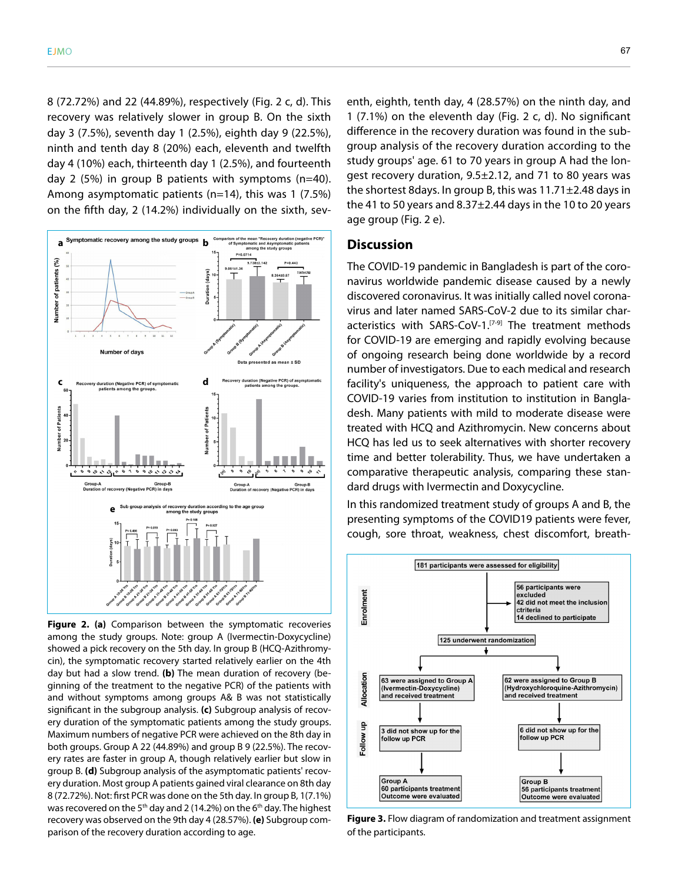8 (72.72%) and 22 (44.89%), respectively (Fig. 2 c, d). This recovery was relatively slower in group B. On the sixth day 3 (7.5%), seventh day 1 (2.5%), eighth day 9 (22.5%), ninth and tenth day 8 (20%) each, eleventh and twelfth day 4 (10%) each, thirteenth day 1 (2.5%), and fourteenth day 2 (5%) in group B patients with symptoms (n=40). Among asymptomatic patients (n=14), this was 1 (7.5%) on the fifth day, 2 (14.2%) individually on the sixth, seventh, eighth, tenth day, 4 (28.57%) on the ninth day, and 1 (7.1%) on the eleventh day (Fig. 2 c, d). No significant difference in the recovery duration was found in the subgroup analysis of the recovery duration according to the study groups' age. 61 to 70 years in group A had the longest recovery duration, 9.5±2.12, and 71 to 80 years was the shortest 8days. In group B, this was 11.71±2.48 days in the 41 to 50 years and 8.37±2.44 days in the 10 to 20 years age group (Fig. 2 e).

**Figure 2. (a)** Comparison between the symptomatic recoveries among the study groups. Note: group A (Ivermectin-Doxycycline) showed a pick recovery on the 5th day. In group B (HCQ-Azithromycin), the symptomatic recovery started relatively earlier on the 4th day but had a slow trend. **(b)** The mean duration of recovery (beginning of the treatment to the negative PCR) of the patients with and without symptoms among groups A& B was not statistically significant in the subgroup analysis. **(c)** Subgroup analysis of recovery duration of the symptomatic patients among the study groups. Maximum numbers of negative PCR were achieved on the 8th day in both groups. Group A 22 (44.89%) and group B 9 (22.5%). The recovery rates are faster in group A, though relatively earlier but slow in group B. **(d)** Subgroup analysis of the asymptomatic patients' recovery duration. Most group A patients gained viral clearance on 8th day 8 (72.72%). Not: first PCR was done on the 5th day. In group B, 1(7.1%) was recovered on the 5th day and 2 (14.2%) on the 6th day. The highest recovery was observed on the 9th day 4 (28.57%). **(e)** Subgroup comparison of the recovery duration according to age.

## Discussion

The COVID-19 pandemic in Bangladesh is part of the coronavirus worldwide pandemic disease caused by a newly discovered coronavirus. It was initially called novel coronavirus and later named SARS-CoV-2 due to its similar characteristics with SARS-CoV-1.[7-9] The treatment methods for COVID-19 are emerging and rapidly evolving because of ongoing research being done worldwide by a record number of investigators. Due to each medical and research facility's uniqueness, the approach to patient care with COVID-19 varies from institution to institution in Bangladesh. Many patients with mild to moderate disease were treated with HCQ and Azithromycin. New concerns about HCQ has led us to seek alternatives with shorter recovery time and better tolerability. Thus, we have undertaken a comparative therapeutic analysis, comparing these standard drugs with Ivermectin and Doxycycline.

In this randomized treatment study of groups A and B, the presenting symptoms of the COVID19 patients were fever, cough, sore throat, weakness, chest discomfort, breath-

**Figure 3.** Flow diagram of randomization and treatment assignment of the participants.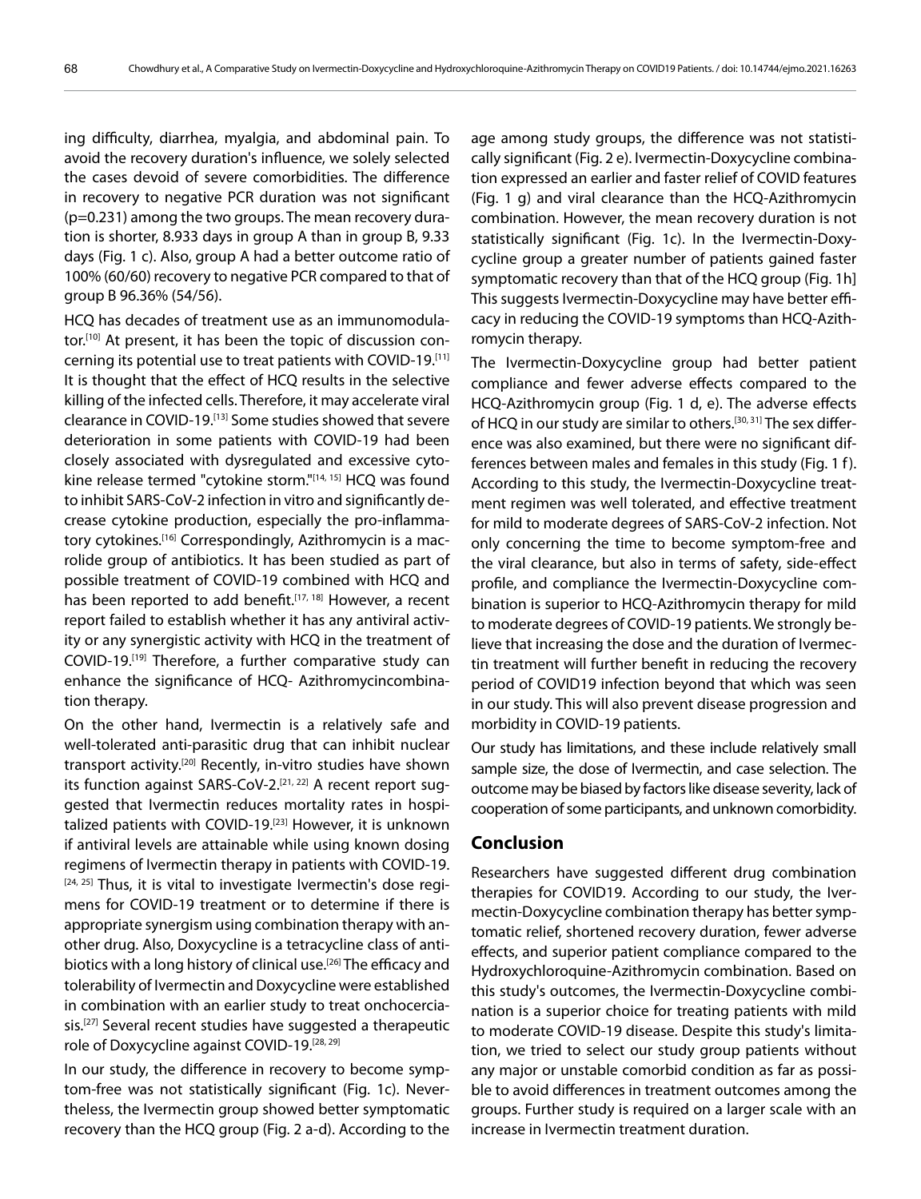ing difficulty, diarrhea, myalgia, and abdominal pain. To avoid the recovery duration's influence, we solely selected the cases devoid of severe comorbidities. The difference in recovery to negative PCR duration was not significant (p=0.231) among the two groups. The mean recovery duration is shorter, 8.933 days in group A than in group B, 9.33 days (Fig. 1 c). Also, group A had a better outcome ratio of 100% (60/60) recovery to negative PCR compared to that of group B 96.36% (54/56).

HCQ has decades of treatment use as an immunomodulator.[10] At present, it has been the topic of discussion concerning its potential use to treat patients with COVID-19.[11] It is thought that the effect of HCQ results in the selective killing of the infected cells. Therefore, it may accelerate viral clearance in COVID-19.[13] Some studies showed that severe deterioration in some patients with COVID-19 had been closely associated with dysregulated and excessive cytokine release termed "cytokine storm."[14, 15] HCQ was found to inhibit SARS-CoV-2 infection in vitro and significantly decrease cytokine production, especially the pro-inflammatory cytokines.[16] Correspondingly, Azithromycin is a macrolide group of antibiotics. It has been studied as part of possible treatment of COVID-19 combined with HCQ and has been reported to add benefit.[17, 18] However, a recent report failed to establish whether it has any antiviral activity or any synergistic activity with HCQ in the treatment of COVID-19.[19] Therefore, a further comparative study can enhance the significance of HCQ- Azithromycincombination therapy.

On the other hand, Ivermectin is a relatively safe and well-tolerated anti-parasitic drug that can inhibit nuclear transport activity.[20] Recently, in-vitro studies have shown its function against SARS-CoV-2.[21, 22] A recent report suggested that Ivermectin reduces mortality rates in hospitalized patients with COVID-19.[23] However, it is unknown if antiviral levels are attainable while using known dosing regimens of Ivermectin therapy in patients with COVID-19.[24, 25] Thus, it is vital to investigate Ivermectin's dose regimens for COVID-19 treatment or to determine if there is appropriate synergism using combination therapy with another drug. Also, Doxycycline is a tetracycline class of antibiotics with a long history of clinical use.[26] The efficacy and tolerability of Ivermectin and Doxycycline were established in combination with an earlier study to treat onchocerciasis.[27] Several recent studies have suggested a therapeutic role of Doxycycline against COVID-19.[28, 29]

In our study, the difference in recovery to become symptom-free was not statistically significant (Fig. 1c). Nevertheless, the Ivermectin group showed better symptomatic recovery than the HCQ group (Fig. 2 a-d). According to the age among study groups, the difference was not statistically significant (Fig. 2 e). Ivermectin-Doxycycline combination expressed an earlier and faster relief of COVID features (Fig. 1 g) and viral clearance than the HCQ-Azithromycin combination. However, the mean recovery duration is not statistically significant (Fig. 1c). In the Ivermectin-Doxycycline group a greater number of patients gained faster symptomatic recovery than that of the HCQ group (Fig. 1h] This suggests Ivermectin-Doxycycline may have better efficacy in reducing the COVID-19 symptoms than HCQ-Azithromycin therapy.

The Ivermectin-Doxycycline group had better patient compliance and fewer adverse effects compared to the HCQ-Azithromycin group (Fig. 1 d, e). The adverse effects of HCQ in our study are similar to others.[30, 31] The sex difference was also examined, but there were no significant differences between males and females in this study (Fig. 1 f). According to this study, the Ivermectin-Doxycycline treatment regimen was well tolerated, and effective treatment for mild to moderate degrees of SARS-CoV-2 infection. Not only concerning the time to become symptom-free and the viral clearance, but also in terms of safety, side-effect profile, and compliance the Ivermectin-Doxycycline combination is superior to HCQ-Azithromycin therapy for mild to moderate degrees of COVID-19 patients. We strongly believe that increasing the dose and the duration of Ivermectin treatment will further benefit in reducing the recovery period of COVID19 infection beyond that which was seen in our study. This will also prevent disease progression and morbidity in COVID-19 patients.

Our study has limitations, and these include relatively small sample size, the dose of Ivermectin, and case selection. The outcome may be biased by factors like disease severity, lack of cooperation of some participants, and unknown comorbidity.

## Conclusion

Researchers have suggested different drug combination therapies for COVID19. According to our study, the Ivermectin-Doxycycline combination therapy has better symptomatic relief, shortened recovery duration, fewer adverse effects, and superior patient compliance compared to the Hydroxychloroquine-Azithromycin combination. Based on this study's outcomes, the Ivermectin-Doxycycline combination is a superior choice for treating patients with mild to moderate COVID-19 disease. Despite this study's limitation, we tried to select our study group patients without any major or unstable comorbid condition as far as possible to avoid differences in treatment outcomes among the groups. Further study is required on a larger scale with an increase in Ivermectin treatment duration.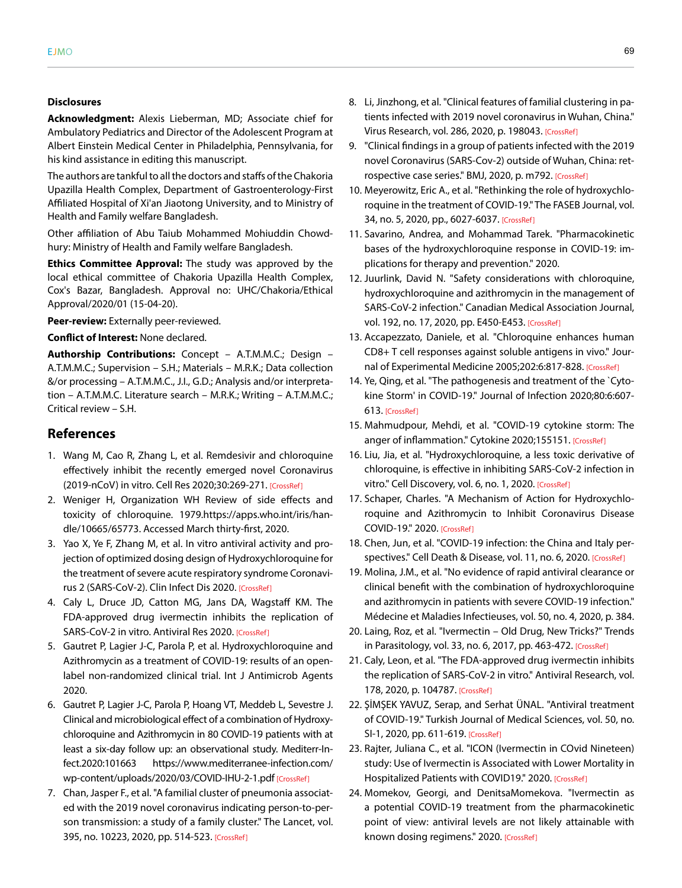### Disclosures

**Acknowledgment:** Alexis Lieberman, MD; Associate chief for Ambulatory Pediatrics and Director of the Adolescent Program at Albert Einstein Medical Center in Philadelphia, Pennsylvania, for his kind assistance in editing this manuscript.

The authors are tankful to all the doctors and staffs of the Chakoria Upazilla Health Complex, Department of Gastroenterology-First Affiliated Hospital of Xi'an Jiaotong University, and to Ministry of Health and Family welfare Bangladesh.

Other affiliation of Abu Taiub Mohammed Mohiuddin Chowdhury: Ministry of Health and Family welfare Bangladesh.

**Ethics Committee Approval:** The study was approved by the local ethical committee of Chakoria Upazilla Health Complex, Cox's Bazar, Bangladesh. Approval no: UHC/Chakoria/Ethical Approval/2020/01 (15-04-20).

**Peer-review:** Externally peer-reviewed.

**Conflict of Interest:** None declared.

**Authorship Contributions:** Concept – A.T.M.M.C.; Design – A.T.M.M.C.; Supervision – S.H.; Materials – M.R.K.; Data collection &/or processing – A.T.M.M.C., J.I., G.D.; Analysis and/or interpretation – A.T.M.M.C. Literature search – M.R.K.; Writing – A.T.M.M.C.; Critical review – S.H.

## References

1. Wang M, Cao R, Zhang L, et al. Remdesivir and chloroquine effectively inhibit the recently emerged novel Coronavirus (2019-nCoV) in vitro. Cell Res 2020;30:269-271. [CrossRef]
2. Weniger H, Organization WH Review of side effects and toxicity of chloroquine. 1979.https://apps.who.int/iris/handle/10665/65773. Accessed March thirty-first, 2020.
3. Yao X, Ye F, Zhang M, et al. In vitro antiviral activity and projection of optimized dosing design of Hydroxychloroquine for the treatment of severe acute respiratory syndrome Coronavirus 2 (SARS-CoV-2). Clin Infect Dis 2020. [CrossRef]
4. Caly L, Druce JD, Catton MG, Jans DA, Wagstaff KM. The FDA-approved drug ivermectin inhibits the replication of SARS-CoV-2 in vitro. Antiviral Res 2020. [CrossRef]
5. Gautret P, Lagier J-C, Parola P, et al. Hydroxychloroquine and Azithromycin as a treatment of COVID-19: results of an open-label non-randomized clinical trial. Int J Antimicrob Agents 2020.
6. Gautret P, Lagier J-C, Parola P, Hoang VT, Meddeb L, Sevestre J. Clinical and microbiological effect of a combination of Hydroxychloroquine and Azithromycin in 80 COVID-19 patients with at least a six-day follow up: an observational study. Mediterr-Infect.2020:101663 https://www.mediterranee-infection.com/wp-content/uploads/2020/03/COVID-IHU-2-1.pdf [CrossRef]
7. Chan, Jasper F., et al. "A familial cluster of pneumonia associated with the 2019 novel coronavirus indicating person-to-person transmission: a study of a family cluster." The Lancet, vol. 395, no. 10223, 2020, pp. 514-523. [CrossRef]
8. Li, Jinzhong, et al. "Clinical features of familial clustering in patients infected with 2019 novel coronavirus in Wuhan, China." Virus Research, vol. 286, 2020, p. 198043. [CrossRef]
9. "Clinical findings in a group of patients infected with the 2019 novel Coronavirus (SARS-Cov-2) outside of Wuhan, China: retrospective case series." BMJ, 2020, p. m792. [CrossRef]
10. Meyerowitz, Eric A., et al. "Rethinking the role of hydroxychloroquine in the treatment of COVID-19." The FASEB Journal, vol. 34, no. 5, 2020, pp., 6027-6037. [CrossRef]
11. Savarino, Andrea, and Mohammad Tarek. "Pharmacokinetic bases of the hydroxychloroquine response in COVID-19: implications for therapy and prevention." 2020.
12. Juurlink, David N. "Safety considerations with chloroquine, hydroxychloroquine and azithromycin in the management of SARS-CoV-2 infection." Canadian Medical Association Journal, vol. 192, no. 17, 2020, pp. E450-E453. [CrossRef]
13. Accapezzato, Daniele, et al. "Chloroquine enhances human CD8+ T cell responses against soluble antigens in vivo." Journal of Experimental Medicine 2005;202:6:817-828. [CrossRef]
14. Ye, Qing, et al. "The pathogenesis and treatment of the `Cytokine Storm' in COVID-19." Journal of Infection 2020;80:6:607-613. [CrossRef]
15. Mahmudpour, Mehdi, et al. "COVID-19 cytokine storm: The anger of inflammation." Cytokine 2020;155151. [CrossRef]
16. Liu, Jia, et al. "Hydroxychloroquine, a less toxic derivative of chloroquine, is effective in inhibiting SARS-CoV-2 infection in vitro." Cell Discovery, vol. 6, no. 1, 2020. [CrossRef]
17. Schaper, Charles. "A Mechanism of Action for Hydroxychloroquine and Azithromycin to Inhibit Coronavirus Disease COVID-19." 2020. [CrossRef]
18. Chen, Jun, et al. "COVID-19 infection: the China and Italy perspectives." Cell Death & Disease, vol. 11, no. 6, 2020. [CrossRef]
19. Molina, J.M., et al. "No evidence of rapid antiviral clearance or clinical benefit with the combination of hydroxychloroquine and azithromycin in patients with severe COVID-19 infection." Médecine et Maladies Infectieuses, vol. 50, no. 4, 2020, p. 384.
20. Laing, Roz, et al. "Ivermectin – Old Drug, New Tricks?" Trends in Parasitology, vol. 33, no. 6, 2017, pp. 463-472. [CrossRef]
21. Caly, Leon, et al. "The FDA-approved drug ivermectin inhibits the replication of SARS-CoV-2 in vitro." Antiviral Research, vol. 178, 2020, p. 104787. [CrossRef]
22. ŞİMŞEK YAVUZ, Serap, and Serhat ÜNAL. "Antiviral treatment of COVID-19." Turkish Journal of Medical Sciences, vol. 50, no. SI-1, 2020, pp. 611-619. [CrossRef]
23. Rajter, Juliana C., et al. "ICON (Ivermectin in COvid Nineteen) study: Use of Ivermectin is Associated with Lower Mortality in Hospitalized Patients with COVID19." 2020. [CrossRef]
24. Momekov, Georgi, and DenitsaMomekova. "Ivermectin as a potential COVID-19 treatment from the pharmacokinetic point of view: antiviral levels are not likely attainable with known dosing regimens." 2020. [CrossRef]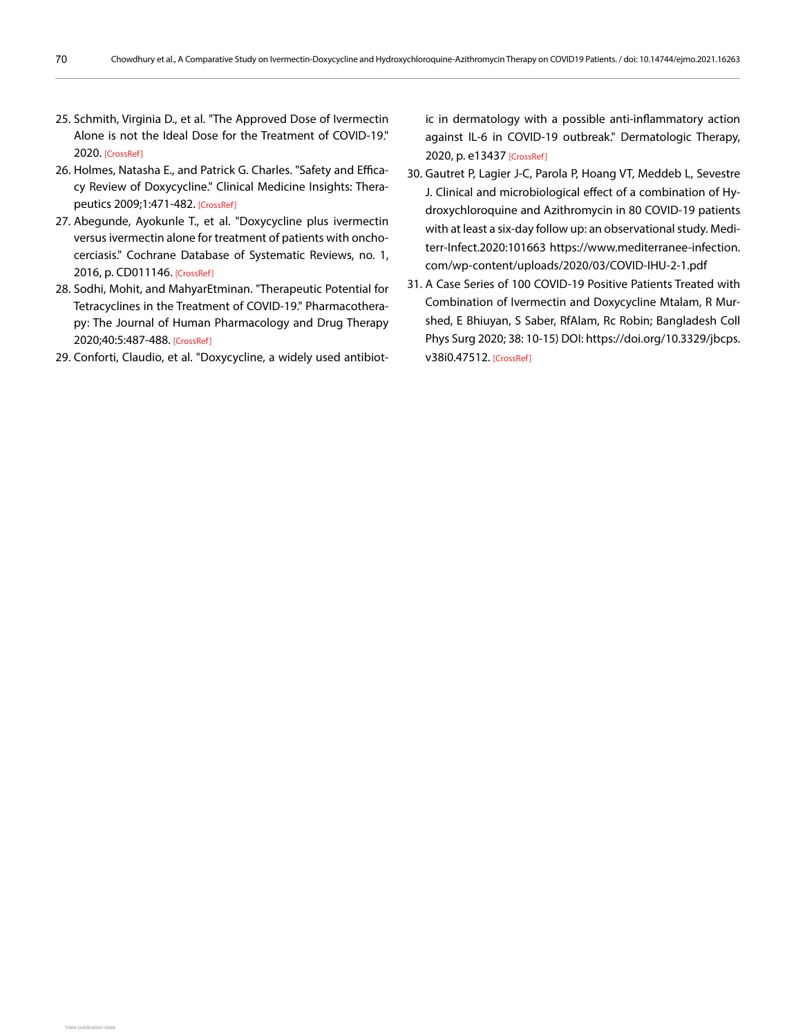25. Schmith, Virginia D., et al. "The Approved Dose of Ivermectin Alone is not the Ideal Dose for the Treatment of COVID-19." 2020. [CrossRef]
26. Holmes, Natasha E., and Patrick G. Charles. "Safety and Efficacy Review of Doxycycline." Clinical Medicine Insights: Therapeutics 2009;1:471-482. [CrossRef]
27. Abegunde, Ayokunle T., et al. "Doxycycline plus ivermectin versus ivermectin alone for treatment of patients with onchocerciasis." Cochrane Database of Systematic Reviews, no. 1, 2016, p. CD011146. [CrossRef]
28. Sodhi, Mohit, and MahyarEtminan. "Therapeutic Potential for Tetracyclines in the Treatment of COVID-19." Pharmacotherapy: The Journal of Human Pharmacology and Drug Therapy 2020;40:5:487-488. [CrossRef]
29. Conforti, Claudio, et al. "Doxycycline, a widely used antibiotic in dermatology with a possible anti-inflammatory action against IL-6 in COVID-19 outbreak." Dermatologic Therapy, 2020, p. e13437 [CrossRef]
30. Gautret P, Lagier J-C, Parola P, Hoang VT, Meddeb L, Sevestre J. Clinical and microbiological effect of a combination of Hydroxychloroquine and Azithromycin in 80 COVID-19 patients with at least a six-day follow up: an observational study. Mediterr-Infect.2020:101663 https://www.mediterranee-infection.com/wp-content/uploads/2020/03/COVID-IHU-2-1.pdf
31. A Case Series of 100 COVID-19 Positive Patients Treated with Combination of Ivermectin and Doxycycline Mtalam, R Murshed, E Bhiuyan, S Saber, RfAlam, Rc Robin; Bangladesh Coll Phys Surg 2020; 38: 10-15) DOI: https://doi.org/10.3329/jbcps.v38i0.47512. [CrossRef]